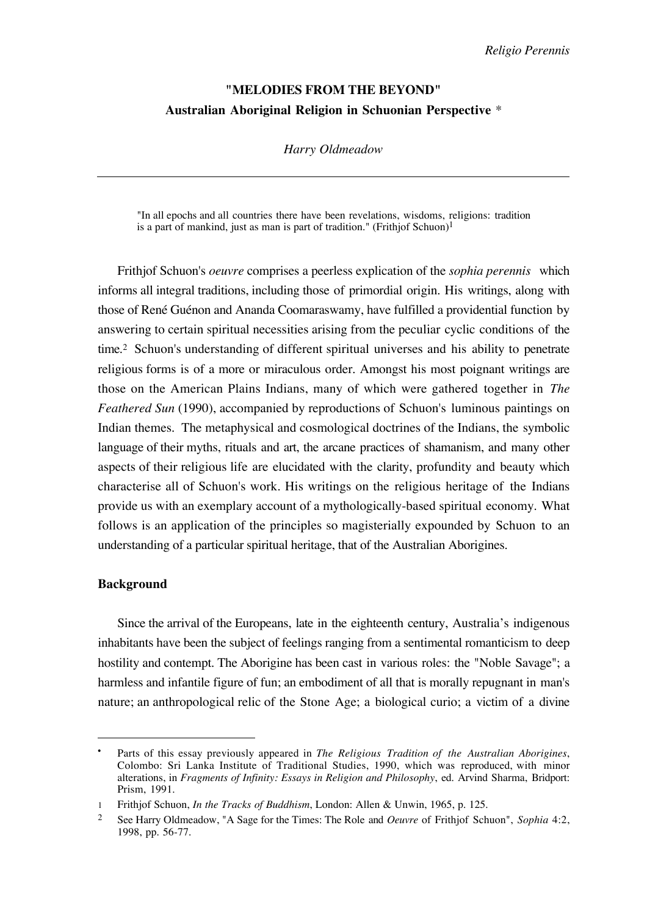# "MELODIES FROM THE BEYOND"

## Australian Aboriginal Religion in Schuonian Perspective *

*Harry Oldmeadow*

---

> "In all epochs and all countries there have been revelations, wisdoms, religions: tradition is a part of mankind, just as man is part of tradition." (Frithjof Schuon)[1]

Frithjof Schuon's *oeuvre* comprises a peerless explication of the *sophia perennis* which informs all integral traditions, including those of primordial origin. His writings, along with those of René Guénon and Ananda Coomaraswamy, have fulfilled a providential function by answering to certain spiritual necessities arising from the peculiar cyclic conditions of the time.[2] Schuon's understanding of different spiritual universes and his ability to penetrate religious forms is of a more or miraculous order. Amongst his most poignant writings are those on the American Plains Indians, many of which were gathered together in *The Feathered Sun* (1990), accompanied by reproductions of Schuon's luminous paintings on Indian themes. The metaphysical and cosmological doctrines of the Indians, the symbolic language of their myths, rituals and art, the arcane practices of shamanism, and many other aspects of their religious life are elucidated with the clarity, profundity and beauty which characterise all of Schuon's work. His writings on the religious heritage of the Indians provide us with an exemplary account of a mythologically-based spiritual economy. What follows is an application of the principles so magisterially expounded by Schuon to an understanding of a particular spiritual heritage, that of the Australian Aborigines.

### Background

Since the arrival of the Europeans, late in the eighteenth century, Australia's indigenous inhabitants have been the subject of feelings ranging from a sentimental romanticism to deep hostility and contempt. The Aborigine has been cast in various roles: the "Noble Savage"; a harmless and infantile figure of fun; an embodiment of all that is morally repugnant in man's nature; an anthropological relic of the Stone Age; a biological curio; a victim of a divine

---

* Parts of this essay previously appeared in *The Religious Tradition of the Australian Aborigines*, Colombo: Sri Lanka Institute of Traditional Studies, 1990, which was reproduced, with minor alterations, in *Fragments of Infinity: Essays in Religion and Philosophy*, ed. Arvind Sharma, Bridport: Prism, 1991.

1 Frithjof Schuon, *In the Tracks of Buddhism*, London: Allen & Unwin, 1965, p. 125.

2 See Harry Oldmeadow, "A Sage for the Times: The Role and *Oeuvre* of Frithjof Schuon", *Sophia* 4:2, 1998, pp. 56-77.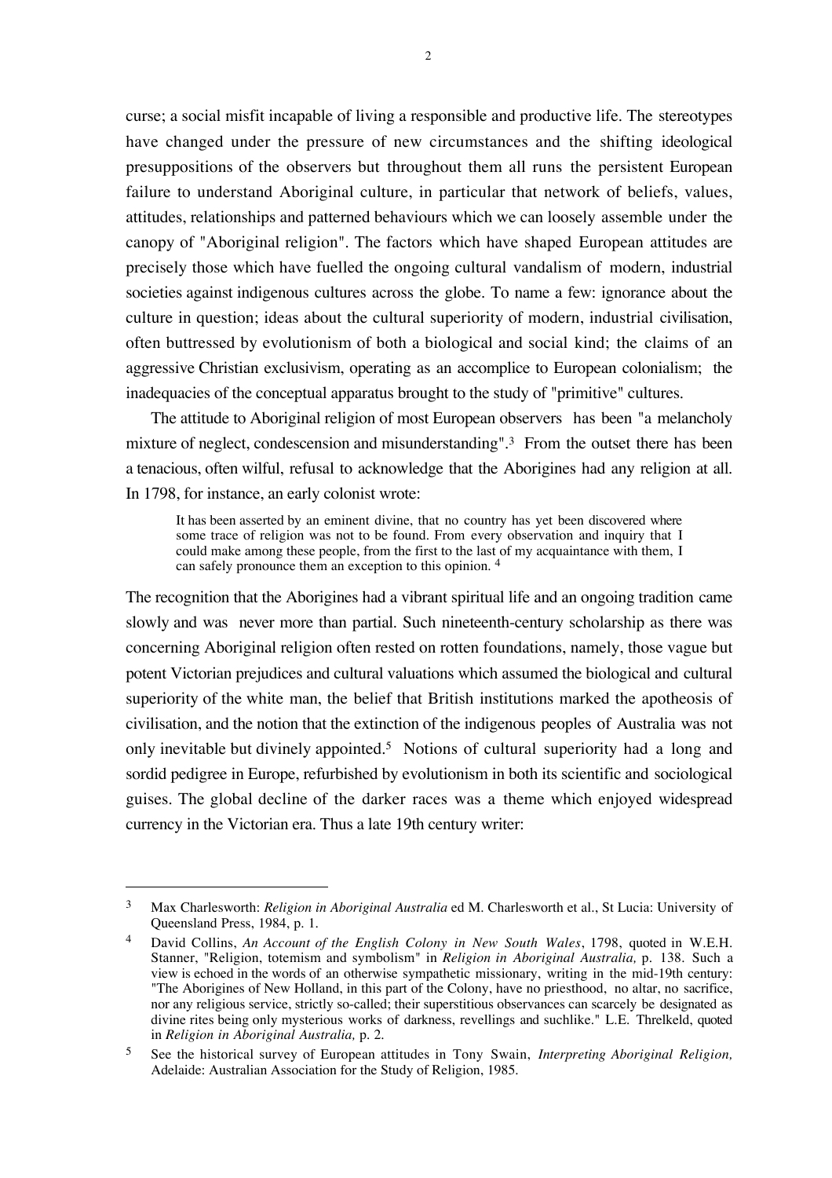curse; a social misfit incapable of living a responsible and productive life. The stereotypes have changed under the pressure of new circumstances and the shifting ideological presuppositions of the observers but throughout them all runs the persistent European failure to understand Aboriginal culture, in particular that network of beliefs, values, attitudes, relationships and patterned behaviours which we can loosely assemble under the canopy of "Aboriginal religion". The factors which have shaped European attitudes are precisely those which have fuelled the ongoing cultural vandalism of modern, industrial societies against indigenous cultures across the globe. To name a few: ignorance about the culture in question; ideas about the cultural superiority of modern, industrial civilisation, often buttressed by evolutionism of both a biological and social kind; the claims of an aggressive Christian exclusivism, operating as an accomplice to European colonialism; the inadequacies of the conceptual apparatus brought to the study of "primitive" cultures.

The attitude to Aboriginal religion of most European observers has been "a melancholy mixture of neglect, condescension and misunderstanding".[3] From the outset there has been a tenacious, often wilful, refusal to acknowledge that the Aborigines had any religion at all. In 1798, for instance, an early colonist wrote:

> It has been asserted by an eminent divine, that no country has yet been discovered where some trace of religion was not to be found. From every observation and inquiry that I could make among these people, from the first to the last of my acquaintance with them, I can safely pronounce them an exception to this opinion. [4]

The recognition that the Aborigines had a vibrant spiritual life and an ongoing tradition came slowly and was never more than partial. Such nineteenth-century scholarship as there was concerning Aboriginal religion often rested on rotten foundations, namely, those vague but potent Victorian prejudices and cultural valuations which assumed the biological and cultural superiority of the white man, the belief that British institutions marked the apotheosis of civilisation, and the notion that the extinction of the indigenous peoples of Australia was not only inevitable but divinely appointed.[5] Notions of cultural superiority had a long and sordid pedigree in Europe, refurbished by evolutionism in both its scientific and sociological guises. The global decline of the darker races was a theme which enjoyed widespread currency in the Victorian era. Thus a late 19th century writer:

---

[3] Max Charlesworth: *Religion in Aboriginal Australia* ed M. Charlesworth et al., St Lucia: University of Queensland Press, 1984, p. 1.

[4] David Collins, *An Account of the English Colony in New South Wales*, 1798, quoted in W.E.H. Stanner, "Religion, totemism and symbolism" in *Religion in Aboriginal Australia,* p. 138. Such a view is echoed in the words of an otherwise sympathetic missionary, writing in the mid-19th century: "The Aborigines of New Holland, in this part of the Colony, have no priesthood, no altar, no sacrifice, nor any religious service, strictly so-called; their superstitious observances can scarcely be designated as divine rites being only mysterious works of darkness, revellings and suchlike." L.E. Threlkeld, quoted in *Religion in Aboriginal Australia,* p. 2.

[5] See the historical survey of European attitudes in Tony Swain, *Interpreting Aboriginal Religion,* Adelaide: Australian Association for the Study of Religion, 1985.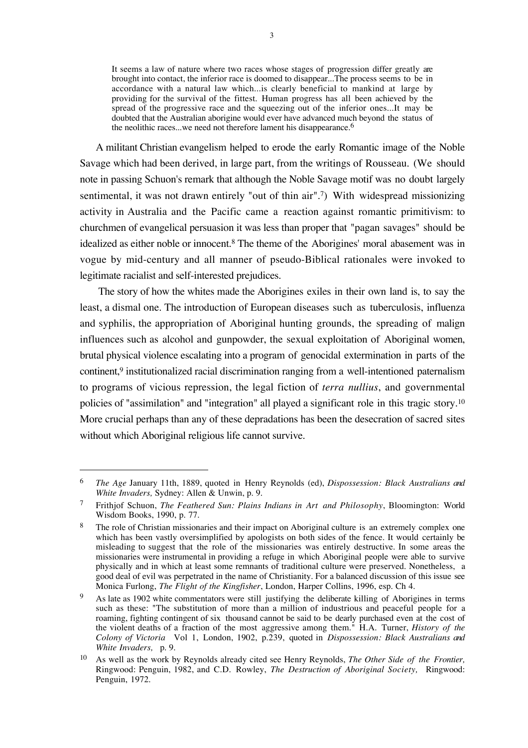> It seems a law of nature where two races whose stages of progression differ greatly are brought into contact, the inferior race is doomed to disappear...The process seems to be in accordance with a natural law which...is clearly beneficial to mankind at large by providing for the survival of the fittest. Human progress has all been achieved by the spread of the progressive race and the squeezing out of the inferior ones...It may be doubted that the Australian aborigine would ever have advanced much beyond the status of the neolithic races...we need not therefore lament his disappearance.[6]

A militant Christian evangelism helped to erode the early Romantic image of the Noble Savage which had been derived, in large part, from the writings of Rousseau. (We should note in passing Schuon's remark that although the Noble Savage motif was no doubt largely sentimental, it was not drawn entirely "out of thin air".[7]) With widespread missionizing activity in Australia and the Pacific came a reaction against romantic primitivism: to churchmen of evangelical persuasion it was less than proper that "pagan savages" should be idealized as either noble or innocent.[8] The theme of the Aborigines' moral abasement was in vogue by mid-century and all manner of pseudo-Biblical rationales were invoked to legitimate racialist and self-interested prejudices.

The story of how the whites made the Aborigines exiles in their own land is, to say the least, a dismal one. The introduction of European diseases such as tuberculosis, influenza and syphilis, the appropriation of Aboriginal hunting grounds, the spreading of malign influences such as alcohol and gunpowder, the sexual exploitation of Aboriginal women, brutal physical violence escalating into a program of genocidal extermination in parts of the continent,[9] institutionalized racial discrimination ranging from a well-intentioned paternalism to programs of vicious repression, the legal fiction of *terra nullius*, and governmental policies of "assimilation" and "integration" all played a significant role in this tragic story.[10] More crucial perhaps than any of these depradations has been the desecration of sacred sites without which Aboriginal religious life cannot survive.

---

[6] *The Age* January 11th, 1889, quoted in Henry Reynolds (ed), *Dispossession: Black Australians and White Invaders,* Sydney: Allen & Unwin, p. 9.

[7] Frithjof Schuon, *The Feathered Sun: Plains Indians in Art and Philosophy*, Bloomington: World Wisdom Books, 1990, p. 77.

[8] The role of Christian missionaries and their impact on Aboriginal culture is an extremely complex one which has been vastly oversimplified by apologists on both sides of the fence. It would certainly be misleading to suggest that the role of the missionaries was entirely destructive. In some areas the missionaries were instrumental in providing a refuge in which Aboriginal people were able to survive physically and in which at least some remnants of traditional culture were preserved. Nonetheless, a good deal of evil was perpetrated in the name of Christianity. For a balanced discussion of this issue see Monica Furlong, *The Flight of the Kingfisher*, London, Harper Collins, 1996, esp. Ch 4.

[9] As late as 1902 white commentators were still justifying the deliberate killing of Aborigines in terms such as these: "The substitution of more than a million of industrious and peaceful people for a roaming, fighting contingent of six thousand cannot be said to be dearly purchased even at the cost of the violent deaths of a fraction of the most aggressive among them." H.A. Turner, *History of the Colony of Victoria* Vol 1, London, 1902, p.239, quoted in *Dispossession: Black Australians and White Invaders,* p. 9.

[10] As well as the work by Reynolds already cited see Henry Reynolds, *The Other Side of the Frontier,* Ringwood: Penguin, 1982, and C.D. Rowley, *The Destruction of Aboriginal Society,* Ringwood: Penguin, 1972.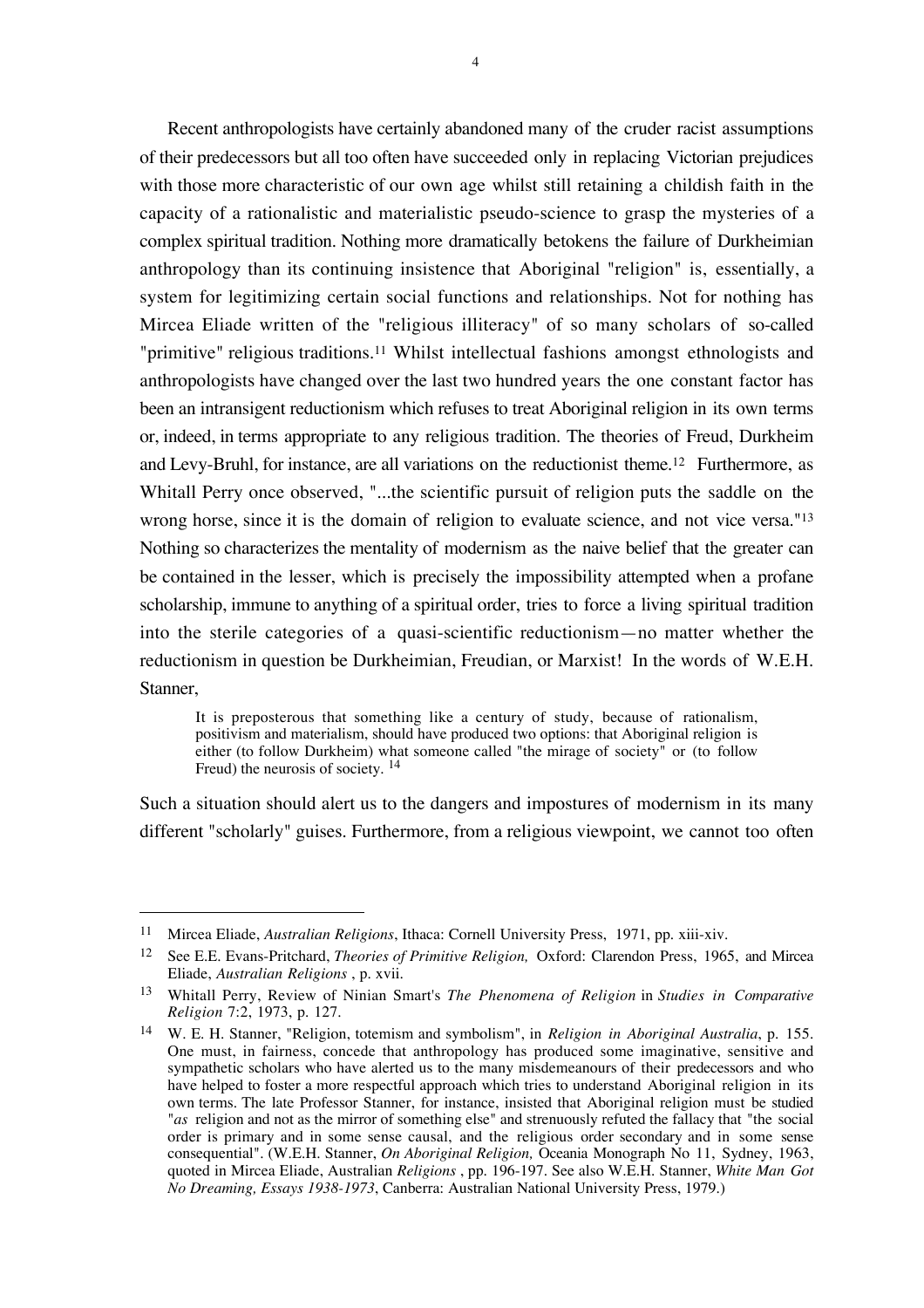Recent anthropologists have certainly abandoned many of the cruder racist assumptions of their predecessors but all too often have succeeded only in replacing Victorian prejudices with those more characteristic of our own age whilst still retaining a childish faith in the capacity of a rationalistic and materialistic pseudo-science to grasp the mysteries of a complex spiritual tradition. Nothing more dramatically betokens the failure of Durkheimian anthropology than its continuing insistence that Aboriginal "religion" is, essentially, a system for legitimizing certain social functions and relationships. Not for nothing has Mircea Eliade written of the "religious illiteracy" of so many scholars of so-called "primitive" religious traditions.[11] Whilst intellectual fashions amongst ethnologists and anthropologists have changed over the last two hundred years the one constant factor has been an intransigent reductionism which refuses to treat Aboriginal religion in its own terms or, indeed, in terms appropriate to any religious tradition. The theories of Freud, Durkheim and Levy-Bruhl, for instance, are all variations on the reductionist theme.[12] Furthermore, as Whitall Perry once observed, "...the scientific pursuit of religion puts the saddle on the wrong horse, since it is the domain of religion to evaluate science, and not vice versa."[13] Nothing so characterizes the mentality of modernism as the naive belief that the greater can be contained in the lesser, which is precisely the impossibility attempted when a profane scholarship, immune to anything of a spiritual order, tries to force a living spiritual tradition into the sterile categories of a quasi-scientific reductionism—no matter whether the reductionism in question be Durkheimian, Freudian, or Marxist! In the words of W.E.H. Stanner,

> It is preposterous that something like a century of study, because of rationalism, positivism and materialism, should have produced two options: that Aboriginal religion is either (to follow Durkheim) what someone called "the mirage of society" or (to follow Freud) the neurosis of society. [14]

Such a situation should alert us to the dangers and impostures of modernism in its many different "scholarly" guises. Furthermore, from a religious viewpoint, we cannot too often

---

[11] Mircea Eliade, *Australian Religions*, Ithaca: Cornell University Press, 1971, pp. xiii-xiv.

[12] See E.E. Evans-Pritchard, *Theories of Primitive Religion,* Oxford: Clarendon Press, 1965, and Mircea Eliade, *Australian Religions* , p. xvii.

[13] Whitall Perry, Review of Ninian Smart's *The Phenomena of Religion* in *Studies in Comparative Religion* 7:2, 1973, p. 127.

[14] W. E. H. Stanner, "Religion, totemism and symbolism", in *Religion in Aboriginal Australia*, p. 155. One must, in fairness, concede that anthropology has produced some imaginative, sensitive and sympathetic scholars who have alerted us to the many misdemeanours of their predecessors and who have helped to foster a more respectful approach which tries to understand Aboriginal religion in its own terms. The late Professor Stanner, for instance, insisted that Aboriginal religion must be studied "*as* religion and not as the mirror of something else" and strenuously refuted the fallacy that "the social order is primary and in some sense causal, and the religious order secondary and in some sense consequential". (W.E.H. Stanner, *On Aboriginal Religion,* Oceania Monograph No 11, Sydney, 1963, quoted in Mircea Eliade, Australian *Religions* , pp. 196-197. See also W.E.H. Stanner, *White Man Got No Dreaming, Essays 1938-1973*, Canberra: Australian National University Press, 1979.)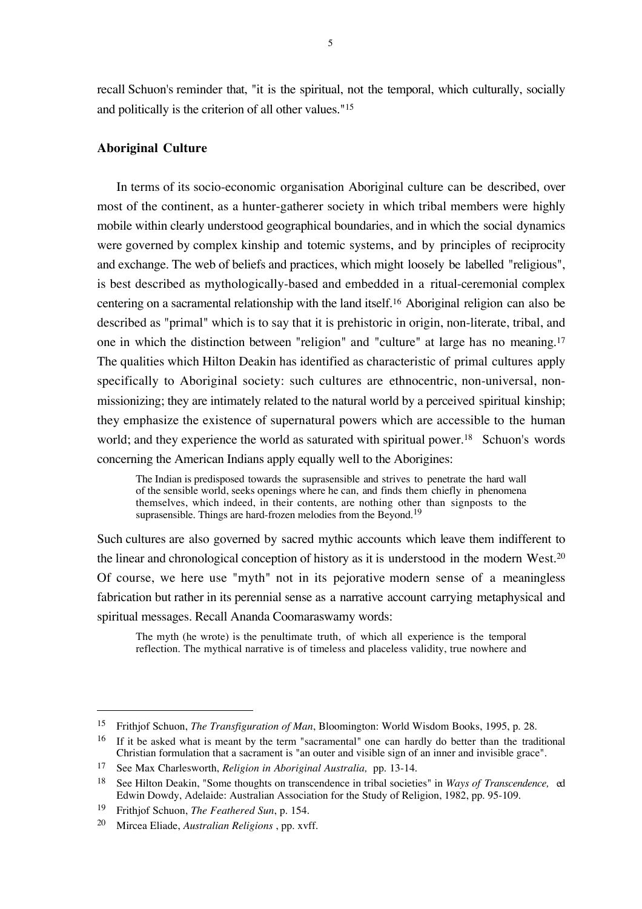recall Schuon's reminder that, "it is the spiritual, not the temporal, which culturally, socially and politically is the criterion of all other values."[15]

**Aboriginal Culture**

In terms of its socio-economic organisation Aboriginal culture can be described, over most of the continent, as a hunter-gatherer society in which tribal members were highly mobile within clearly understood geographical boundaries, and in which the social dynamics were governed by complex kinship and totemic systems, and by principles of reciprocity and exchange. The web of beliefs and practices, which might loosely be labelled "religious", is best described as mythologically-based and embedded in a ritual-ceremonial complex centering on a sacramental relationship with the land itself.[16] Aboriginal religion can also be described as "primal" which is to say that it is prehistoric in origin, non-literate, tribal, and one in which the distinction between "religion" and "culture" at large has no meaning.[17] The qualities which Hilton Deakin has identified as characteristic of primal cultures apply specifically to Aboriginal society: such cultures are ethnocentric, non-universal, non-missionizing; they are intimately related to the natural world by a perceived spiritual kinship; they emphasize the existence of supernatural powers which are accessible to the human world; and they experience the world as saturated with spiritual power.[18] Schuon's words concerning the American Indians apply equally well to the Aborigines:

> The Indian is predisposed towards the suprasensible and strives to penetrate the hard wall of the sensible world, seeks openings where he can, and finds them chiefly in phenomena themselves, which indeed, in their contents, are nothing other than signposts to the suprasensible. Things are hard-frozen melodies from the Beyond.[19]

Such cultures are also governed by sacred mythic accounts which leave them indifferent to the linear and chronological conception of history as it is understood in the modern West.[20] Of course, we here use "myth" not in its pejorative modern sense of a meaningless fabrication but rather in its perennial sense as a narrative account carrying metaphysical and spiritual messages. Recall Ananda Coomaraswamy words:

> The myth (he wrote) is the penultimate truth, of which all experience is the temporal reflection. The mythical narrative is of timeless and placeless validity, true nowhere and

---

[15] Frithjof Schuon, *The Transfiguration of Man*, Bloomington: World Wisdom Books, 1995, p. 28.

[16] If it be asked what is meant by the term "sacramental" one can hardly do better than the traditional Christian formulation that a sacrament is "an outer and visible sign of an inner and invisible grace".

[17] See Max Charlesworth, *Religion in Aboriginal Australia,* pp. 13-14.

[18] See Hilton Deakin, "Some thoughts on transcendence in tribal societies" in *Ways of Transcendence,* ed Edwin Dowdy, Adelaide: Australian Association for the Study of Religion, 1982, pp. 95-109.

[19] Frithjof Schuon, *The Feathered Sun*, p. 154.

[20] Mircea Eliade, *Australian Religions* , pp. xvff.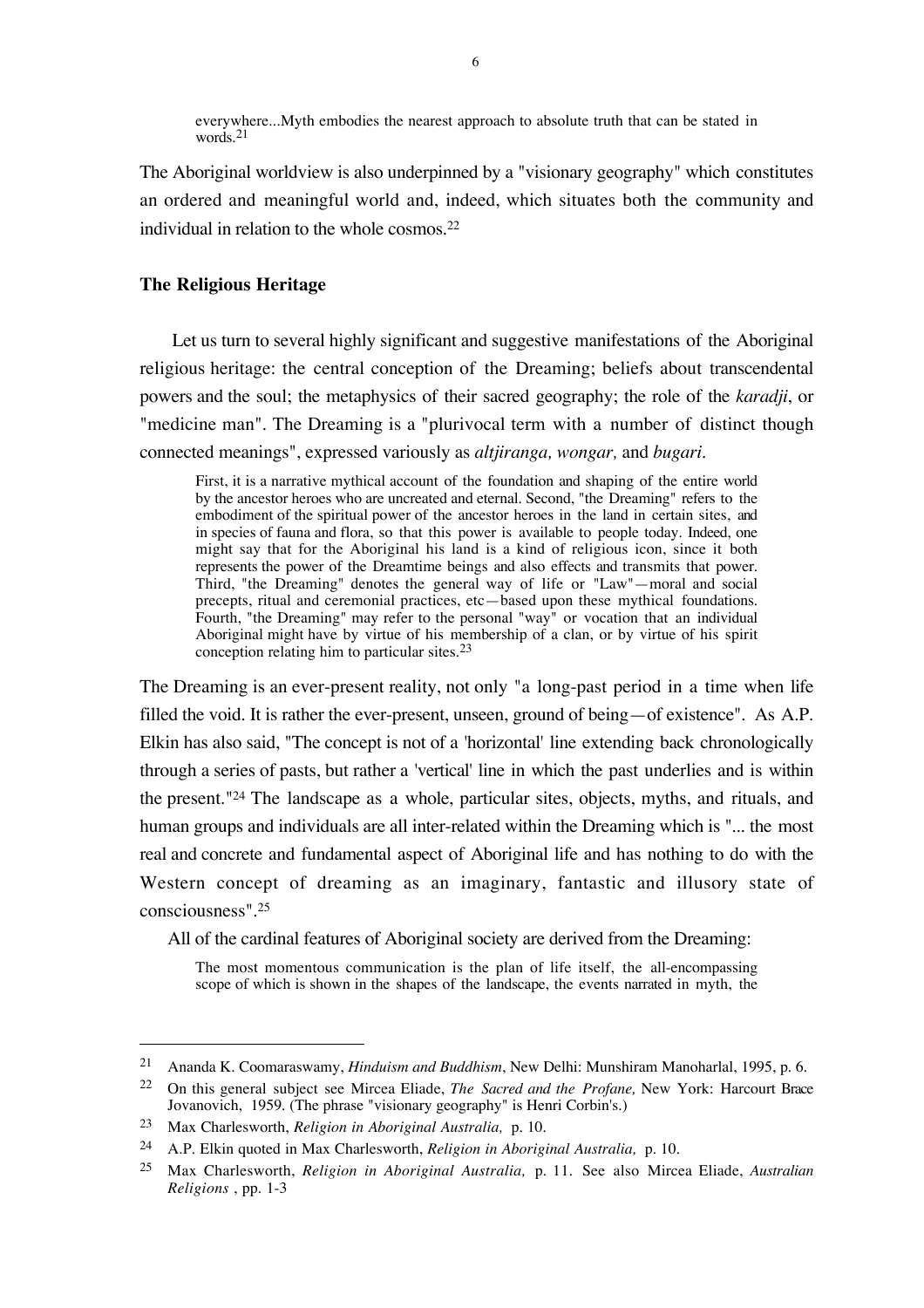> everywhere...Myth embodies the nearest approach to absolute truth that can be stated in words.[21]

The Aboriginal worldview is also underpinned by a "visionary geography" which constitutes an ordered and meaningful world and, indeed, which situates both the community and individual in relation to the whole cosmos.[22]

### The Religious Heritage

Let us turn to several highly significant and suggestive manifestations of the Aboriginal religious heritage: the central conception of the Dreaming; beliefs about transcendental powers and the soul; the metaphysics of their sacred geography; the role of the *karadji*, or "medicine man". The Dreaming is a "plurivocal term with a number of distinct though connected meanings", expressed variously as *altjiranga, wongar,* and *bugari*.

> First, it is a narrative mythical account of the foundation and shaping of the entire world by the ancestor heroes who are uncreated and eternal. Second, "the Dreaming" refers to the embodiment of the spiritual power of the ancestor heroes in the land in certain sites, and in species of fauna and flora, so that this power is available to people today. Indeed, one might say that for the Aboriginal his land is a kind of religious icon, since it both represents the power of the Dreamtime beings and also effects and transmits that power. Third, "the Dreaming" denotes the general way of life or "Law"—moral and social precepts, ritual and ceremonial practices, etc—based upon these mythical foundations. Fourth, "the Dreaming" may refer to the personal "way" or vocation that an individual Aboriginal might have by virtue of his membership of a clan, or by virtue of his spirit conception relating him to particular sites.[23]

The Dreaming is an ever-present reality, not only "a long-past period in a time when life filled the void. It is rather the ever-present, unseen, ground of being—of existence". As A.P. Elkin has also said, "The concept is not of a 'horizontal' line extending back chronologically through a series of pasts, but rather a 'vertical' line in which the past underlies and is within the present."[24] The landscape as a whole, particular sites, objects, myths, and rituals, and human groups and individuals are all inter-related within the Dreaming which is "... the most real and concrete and fundamental aspect of Aboriginal life and has nothing to do with the Western concept of dreaming as an imaginary, fantastic and illusory state of consciousness".[25]

All of the cardinal features of Aboriginal society are derived from the Dreaming:

> The most momentous communication is the plan of life itself, the all-encompassing scope of which is shown in the shapes of the landscape, the events narrated in myth, the

---

[21] Ananda K. Coomaraswamy, *Hinduism and Buddhism*, New Delhi: Munshiram Manoharlal, 1995, p. 6.

[22] On this general subject see Mircea Eliade, *The Sacred and the Profane,* New York: Harcourt Brace Jovanovich, 1959. (The phrase "visionary geography" is Henri Corbin's.)

[23] Max Charlesworth, *Religion in Aboriginal Australia,* p. 10.

[24] A.P. Elkin quoted in Max Charlesworth, *Religion in Aboriginal Australia,* p. 10.

[25] Max Charlesworth, *Religion in Aboriginal Australia,* p. 11. See also Mircea Eliade, *Australian Religions* , pp. 1-3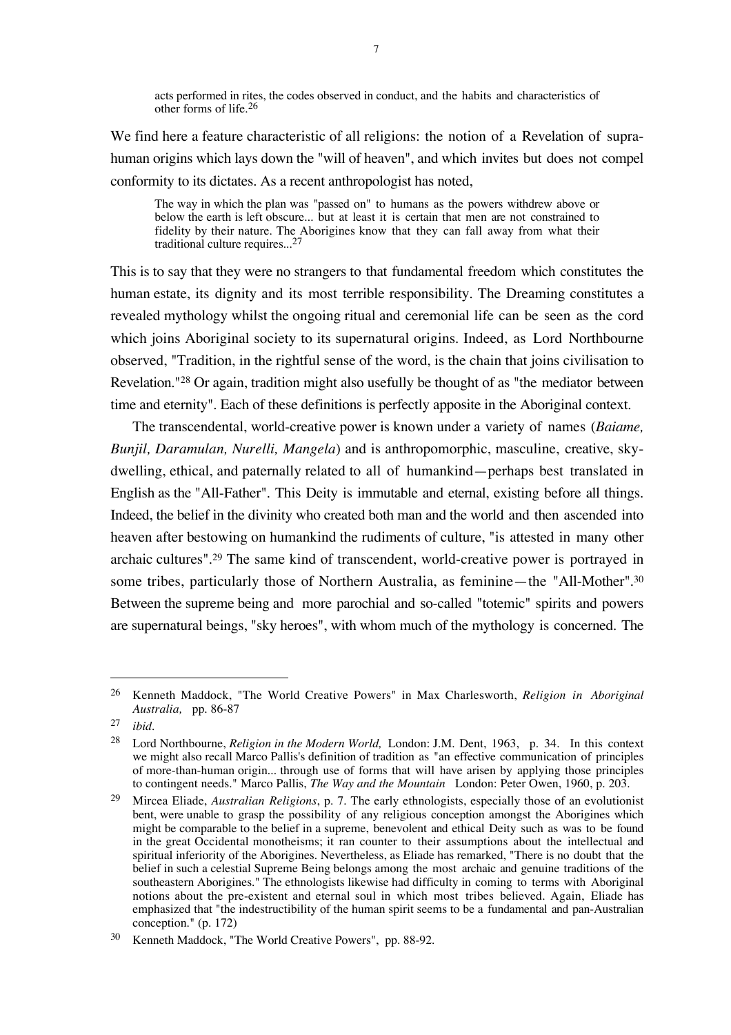> acts performed in rites, the codes observed in conduct, and the habits and characteristics of other forms of life.[26]

We find here a feature characteristic of all religions: the notion of a Revelation of supra-human origins which lays down the "will of heaven", and which invites but does not compel conformity to its dictates. As a recent anthropologist has noted,

> The way in which the plan was "passed on" to humans as the powers withdrew above or below the earth is left obscure... but at least it is certain that men are not constrained to fidelity by their nature. The Aborigines know that they can fall away from what their traditional culture requires...[27]

This is to say that they were no strangers to that fundamental freedom which constitutes the human estate, its dignity and its most terrible responsibility. The Dreaming constitutes a revealed mythology whilst the ongoing ritual and ceremonial life can be seen as the cord which joins Aboriginal society to its supernatural origins. Indeed, as Lord Northbourne observed, "Tradition, in the rightful sense of the word, is the chain that joins civilisation to Revelation."[28] Or again, tradition might also usefully be thought of as "the mediator between time and eternity". Each of these definitions is perfectly apposite in the Aboriginal context.

The transcendental, world-creative power is known under a variety of names (*Baiame, Bunjil, Daramulan, Nurelli, Mangela*) and is anthropomorphic, masculine, creative, sky-dwelling, ethical, and paternally related to all of humankind—perhaps best translated in English as the "All-Father". This Deity is immutable and eternal, existing before all things. Indeed, the belief in the divinity who created both man and the world and then ascended into heaven after bestowing on humankind the rudiments of culture, "is attested in many other archaic cultures".[29] The same kind of transcendent, world-creative power is portrayed in some tribes, particularly those of Northern Australia, as feminine—the "All-Mother".[30] Between the supreme being and more parochial and so-called "totemic" spirits and powers are supernatural beings, "sky heroes", with whom much of the mythology is concerned. The

---

[26] Kenneth Maddock, "The World Creative Powers" in Max Charlesworth, *Religion in Aboriginal Australia,* pp. 86-87

[27] *ibid.*

[28] Lord Northbourne, *Religion in the Modern World,* London: J.M. Dent, 1963, p. 34. In this context we might also recall Marco Pallis's definition of tradition as "an effective communication of principles of more-than-human origin... through use of forms that will have arisen by applying those principles to contingent needs." Marco Pallis, *The Way and the Mountain* London: Peter Owen, 1960, p. 203.

[29] Mircea Eliade, *Australian Religions*, p. 7. The early ethnologists, especially those of an evolutionist bent, were unable to grasp the possibility of any religious conception amongst the Aborigines which might be comparable to the belief in a supreme, benevolent and ethical Deity such as was to be found in the great Occidental monotheisms; it ran counter to their assumptions about the intellectual and spiritual inferiority of the Aborigines. Nevertheless, as Eliade has remarked, "There is no doubt that the belief in such a celestial Supreme Being belongs among the most archaic and genuine traditions of the southeastern Aborigines." The ethnologists likewise had difficulty in coming to terms with Aboriginal notions about the pre-existent and eternal soul in which most tribes believed. Again, Eliade has emphasized that "the indestructibility of the human spirit seems to be a fundamental and pan-Australian conception." (p. 172)

[30] Kenneth Maddock, "The World Creative Powers", pp. 88-92.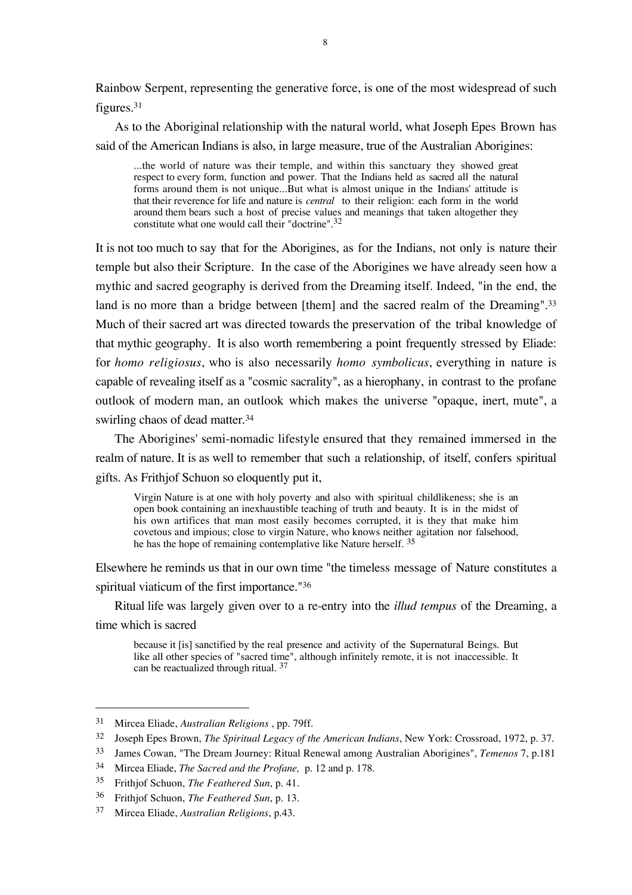Rainbow Serpent, representing the generative force, is one of the most widespread of such figures.[31]

As to the Aboriginal relationship with the natural world, what Joseph Epes Brown has said of the American Indians is also, in large measure, true of the Australian Aborigines:

> ...the world of nature was their temple, and within this sanctuary they showed great respect to every form, function and power. That the Indians held as sacred all the natural forms around them is not unique...But what is almost unique in the Indians' attitude is that their reverence for life and nature is *central* to their religion: each form in the world around them bears such a host of precise values and meanings that taken altogether they constitute what one would call their "doctrine".[32]

It is not too much to say that for the Aborigines, as for the Indians, not only is nature their temple but also their Scripture. In the case of the Aborigines we have already seen how a mythic and sacred geography is derived from the Dreaming itself. Indeed, "in the end, the land is no more than a bridge between [them] and the sacred realm of the Dreaming".[33] Much of their sacred art was directed towards the preservation of the tribal knowledge of that mythic geography. It is also worth remembering a point frequently stressed by Eliade: for *homo religiosus*, who is also necessarily *homo symbolicus*, everything in nature is capable of revealing itself as a "cosmic sacrality", as a hierophany, in contrast to the profane outlook of modern man, an outlook which makes the universe "opaque, inert, mute", a swirling chaos of dead matter.[34]

The Aborigines' semi-nomadic lifestyle ensured that they remained immersed in the realm of nature. It is as well to remember that such a relationship, of itself, confers spiritual gifts. As Frithjof Schuon so eloquently put it,

> Virgin Nature is at one with holy poverty and also with spiritual childlikeness; she is an open book containing an inexhaustible teaching of truth and beauty. It is in the midst of his own artifices that man most easily becomes corrupted, it is they that make him covetous and impious; close to virgin Nature, who knows neither agitation nor falsehood, he has the hope of remaining contemplative like Nature herself. [35]

Elsewhere he reminds us that in our own time "the timeless message of Nature constitutes a spiritual viaticum of the first importance."[36]

Ritual life was largely given over to a re-entry into the *illud tempus* of the Dreaming, a time which is sacred

> because it [is] sanctified by the real presence and activity of the Supernatural Beings. But like all other species of "sacred time", although infinitely remote, it is not inaccessible. It can be reactualized through ritual. [37]

---

[31] Mircea Eliade, *Australian Religions* , pp. 79ff.

[32] Joseph Epes Brown, *The Spiritual Legacy of the American Indians*, New York: Crossroad, 1972, p. 37.

[33] James Cowan, "The Dream Journey: Ritual Renewal among Australian Aborigines", *Temenos* 7, p.181

[34] Mircea Eliade, *The Sacred and the Profane,* p. 12 and p. 178.

[35] Frithjof Schuon, *The Feathered Sun*, p. 41.

[36] Frithjof Schuon, *The Feathered Sun*, p. 13.

[37] Mircea Eliade, *Australian Religions*, p.43.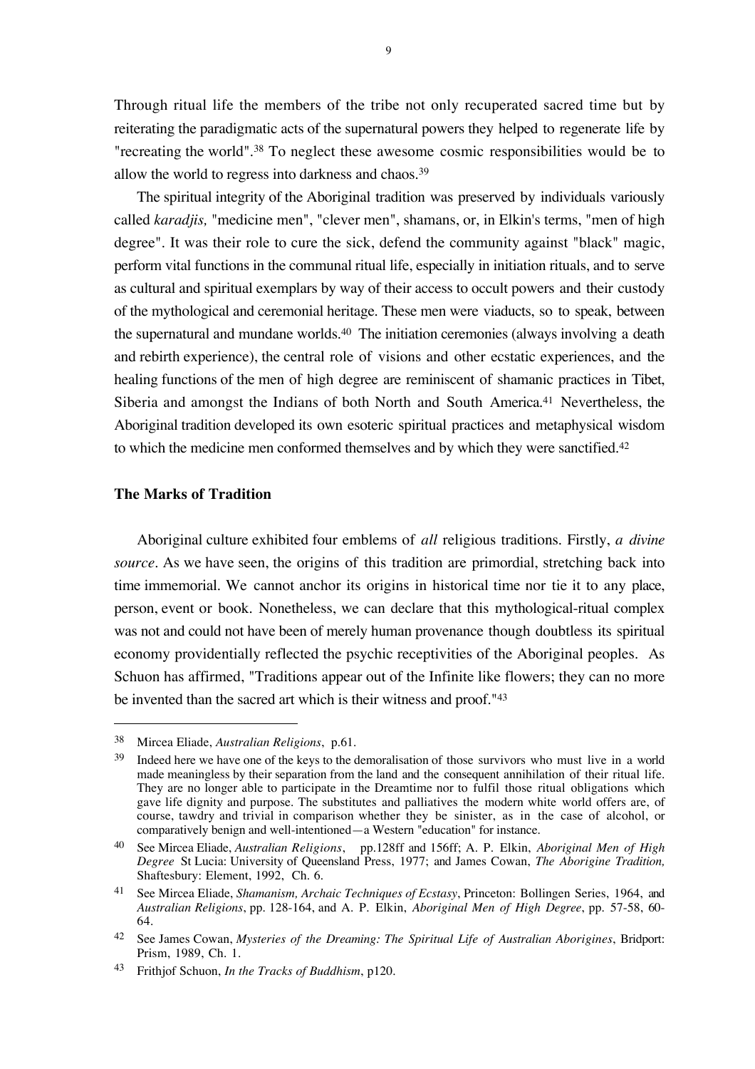Through ritual life the members of the tribe not only recuperated sacred time but by reiterating the paradigmatic acts of the supernatural powers they helped to regenerate life by "recreating the world".[38] To neglect these awesome cosmic responsibilities would be to allow the world to regress into darkness and chaos.[39]

The spiritual integrity of the Aboriginal tradition was preserved by individuals variously called *karadjis,* "medicine men", "clever men", shamans, or, in Elkin's terms, "men of high degree". It was their role to cure the sick, defend the community against "black" magic, perform vital functions in the communal ritual life, especially in initiation rituals, and to serve as cultural and spiritual exemplars by way of their access to occult powers and their custody of the mythological and ceremonial heritage. These men were viaducts, so to speak, between the supernatural and mundane worlds.[40] The initiation ceremonies (always involving a death and rebirth experience), the central role of visions and other ecstatic experiences, and the healing functions of the men of high degree are reminiscent of shamanic practices in Tibet, Siberia and amongst the Indians of both North and South America.[41] Nevertheless, the Aboriginal tradition developed its own esoteric spiritual practices and metaphysical wisdom to which the medicine men conformed themselves and by which they were sanctified.[42]

### The Marks of Tradition

Aboriginal culture exhibited four emblems of *all* religious traditions. Firstly, *a divine source*. As we have seen, the origins of this tradition are primordial, stretching back into time immemorial. We cannot anchor its origins in historical time nor tie it to any place, person, event or book. Nonetheless, we can declare that this mythological-ritual complex was not and could not have been of merely human provenance though doubtless its spiritual economy providentially reflected the psychic receptivities of the Aboriginal peoples. As Schuon has affirmed, "Traditions appear out of the Infinite like flowers; they can no more be invented than the sacred art which is their witness and proof."[43]

---

[38] Mircea Eliade, *Australian Religions*, p.61.

[39] Indeed here we have one of the keys to the demoralisation of those survivors who must live in a world made meaningless by their separation from the land and the consequent annihilation of their ritual life. They are no longer able to participate in the Dreamtime nor to fulfil those ritual obligations which gave life dignity and purpose. The substitutes and palliatives the modern white world offers are, of course, tawdry and trivial in comparison whether they be sinister, as in the case of alcohol, or comparatively benign and well-intentioned—a Western "education" for instance.

[40] See Mircea Eliade, *Australian Religions*, pp.128ff and 156ff; A. P. Elkin, *Aboriginal Men of High Degree* St Lucia: University of Queensland Press, 1977; and James Cowan, *The Aborigine Tradition,* Shaftesbury: Element, 1992, Ch. 6.

[41] See Mircea Eliade, *Shamanism, Archaic Techniques of Ecstasy*, Princeton: Bollingen Series, 1964, and *Australian Religions*, pp. 128-164, and A. P. Elkin, *Aboriginal Men of High Degree*, pp. 57-58, 60-64.

[42] See James Cowan, *Mysteries of the Dreaming: The Spiritual Life of Australian Aborigines*, Bridport: Prism, 1989, Ch. 1.

[43] Frithjof Schuon, *In the Tracks of Buddhism*, p120.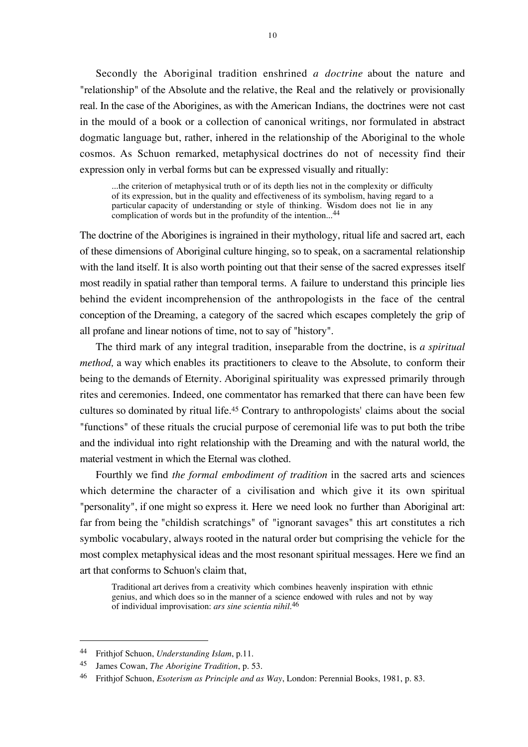Secondly the Aboriginal tradition enshrined *a doctrine* about the nature and "relationship" of the Absolute and the relative, the Real and the relatively or provisionally real. In the case of the Aborigines, as with the American Indians, the doctrines were not cast in the mould of a book or a collection of canonical writings, nor formulated in abstract dogmatic language but, rather, inhered in the relationship of the Aboriginal to the whole cosmos. As Schuon remarked, metaphysical doctrines do not of necessity find their expression only in verbal forms but can be expressed visually and ritually:

> ...the criterion of metaphysical truth or of its depth lies not in the complexity or difficulty of its expression, but in the quality and effectiveness of its symbolism, having regard to a particular capacity of understanding or style of thinking. Wisdom does not lie in any complication of words but in the profundity of the intention...[44]

The doctrine of the Aborigines is ingrained in their mythology, ritual life and sacred art, each of these dimensions of Aboriginal culture hinging, so to speak, on a sacramental relationship with the land itself. It is also worth pointing out that their sense of the sacred expresses itself most readily in spatial rather than temporal terms. A failure to understand this principle lies behind the evident incomprehension of the anthropologists in the face of the central conception of the Dreaming, a category of the sacred which escapes completely the grip of all profane and linear notions of time, not to say of "history".

The third mark of any integral tradition, inseparable from the doctrine, is *a spiritual method,* a way which enables its practitioners to cleave to the Absolute, to conform their being to the demands of Eternity. Aboriginal spirituality was expressed primarily through rites and ceremonies. Indeed, one commentator has remarked that there can have been few cultures so dominated by ritual life.[45] Contrary to anthropologists' claims about the social "functions" of these rituals the crucial purpose of ceremonial life was to put both the tribe and the individual into right relationship with the Dreaming and with the natural world, the material vestment in which the Eternal was clothed.

Fourthly we find *the formal embodiment of tradition* in the sacred arts and sciences which determine the character of a civilisation and which give it its own spiritual "personality", if one might so express it. Here we need look no further than Aboriginal art: far from being the "childish scratchings" of "ignorant savages" this art constitutes a rich symbolic vocabulary, always rooted in the natural order but comprising the vehicle for the most complex metaphysical ideas and the most resonant spiritual messages. Here we find an art that conforms to Schuon's claim that,

> Traditional art derives from a creativity which combines heavenly inspiration with ethnic genius, and which does so in the manner of a science endowed with rules and not by way of individual improvisation: *ars sine scientia nihil*.[46]

---

[44] Frithjof Schuon, *Understanding Islam*, p.11.

[45] James Cowan, *The Aborigine Tradition*, p. 53.

[46] Frithjof Schuon, *Esoterism as Principle and as Way*, London: Perennial Books, 1981, p. 83.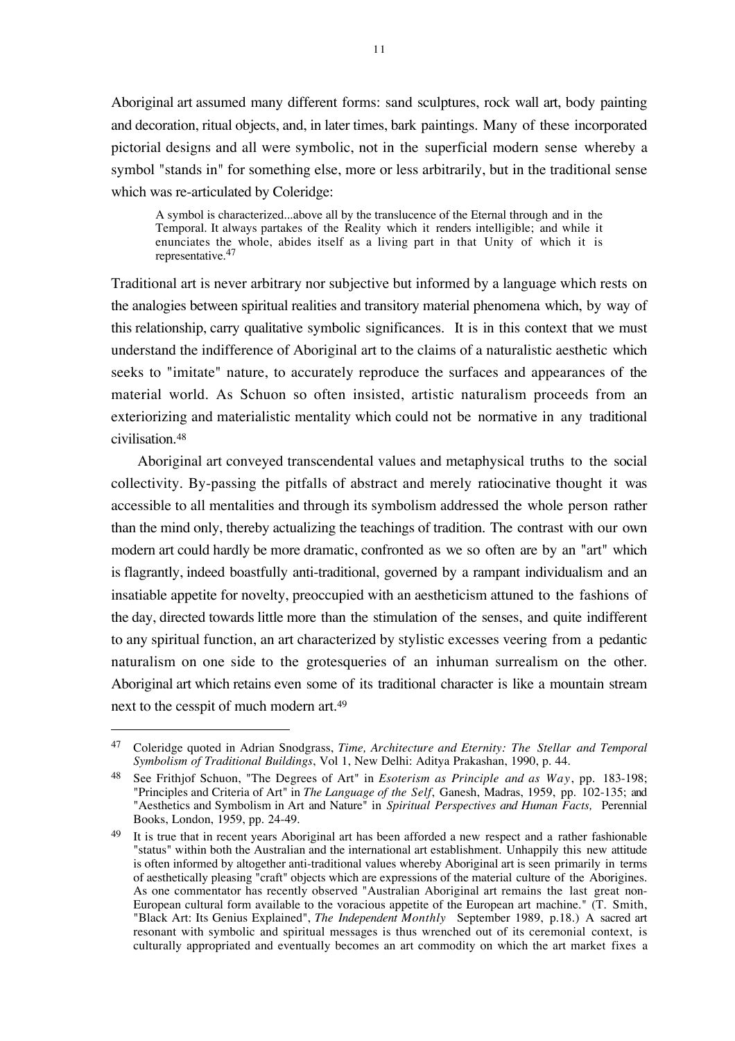Aboriginal art assumed many different forms: sand sculptures, rock wall art, body painting and decoration, ritual objects, and, in later times, bark paintings. Many of these incorporated pictorial designs and all were symbolic, not in the superficial modern sense whereby a symbol "stands in" for something else, more or less arbitrarily, but in the traditional sense which was re-articulated by Coleridge:

> A symbol is characterized...above all by the translucence of the Eternal through and in the Temporal. It always partakes of the Reality which it renders intelligible; and while it enunciates the whole, abides itself as a living part in that Unity of which it is representative.[47]

Traditional art is never arbitrary nor subjective but informed by a language which rests on the analogies between spiritual realities and transitory material phenomena which, by way of this relationship, carry qualitative symbolic significances. It is in this context that we must understand the indifference of Aboriginal art to the claims of a naturalistic aesthetic which seeks to "imitate" nature, to accurately reproduce the surfaces and appearances of the material world. As Schuon so often insisted, artistic naturalism proceeds from an exteriorizing and materialistic mentality which could not be normative in any traditional civilisation.[48]

Aboriginal art conveyed transcendental values and metaphysical truths to the social collectivity. By-passing the pitfalls of abstract and merely ratiocinative thought it was accessible to all mentalities and through its symbolism addressed the whole person rather than the mind only, thereby actualizing the teachings of tradition. The contrast with our own modern art could hardly be more dramatic, confronted as we so often are by an "art" which is flagrantly, indeed boastfully anti-traditional, governed by a rampant individualism and an insatiable appetite for novelty, preoccupied with an aestheticism attuned to the fashions of the day, directed towards little more than the stimulation of the senses, and quite indifferent to any spiritual function, an art characterized by stylistic excesses veering from a pedantic naturalism on one side to the grotesqueries of an inhuman surrealism on the other. Aboriginal art which retains even some of its traditional character is like a mountain stream next to the cesspit of much modern art.[49]

---

[47] Coleridge quoted in Adrian Snodgrass, *Time, Architecture and Eternity: The Stellar and Temporal Symbolism of Traditional Buildings*, Vol 1, New Delhi: Aditya Prakashan, 1990, p. 44.

[48] See Frithjof Schuon, "The Degrees of Art" in *Esoterism as Principle and as Way*, pp. 183-198; "Principles and Criteria of Art" in *The Language of the Self*, Ganesh, Madras, 1959, pp. 102-135; and "Aesthetics and Symbolism in Art and Nature" in *Spiritual Perspectives and Human Facts,* Perennial Books, London, 1959, pp. 24-49.

[49] It is true that in recent years Aboriginal art has been afforded a new respect and a rather fashionable "status" within both the Australian and the international art establishment. Unhappily this new attitude is often informed by altogether anti-traditional values whereby Aboriginal art is seen primarily in terms of aesthetically pleasing "craft" objects which are expressions of the material culture of the Aborigines. As one commentator has recently observed "Australian Aboriginal art remains the last great non-European cultural form available to the voracious appetite of the European art machine." (T. Smith, "Black Art: Its Genius Explained", *The Independent Monthly* September 1989, p.18.) A sacred art resonant with symbolic and spiritual messages is thus wrenched out of its ceremonial context, is culturally appropriated and eventually becomes an art commodity on which the art market fixes a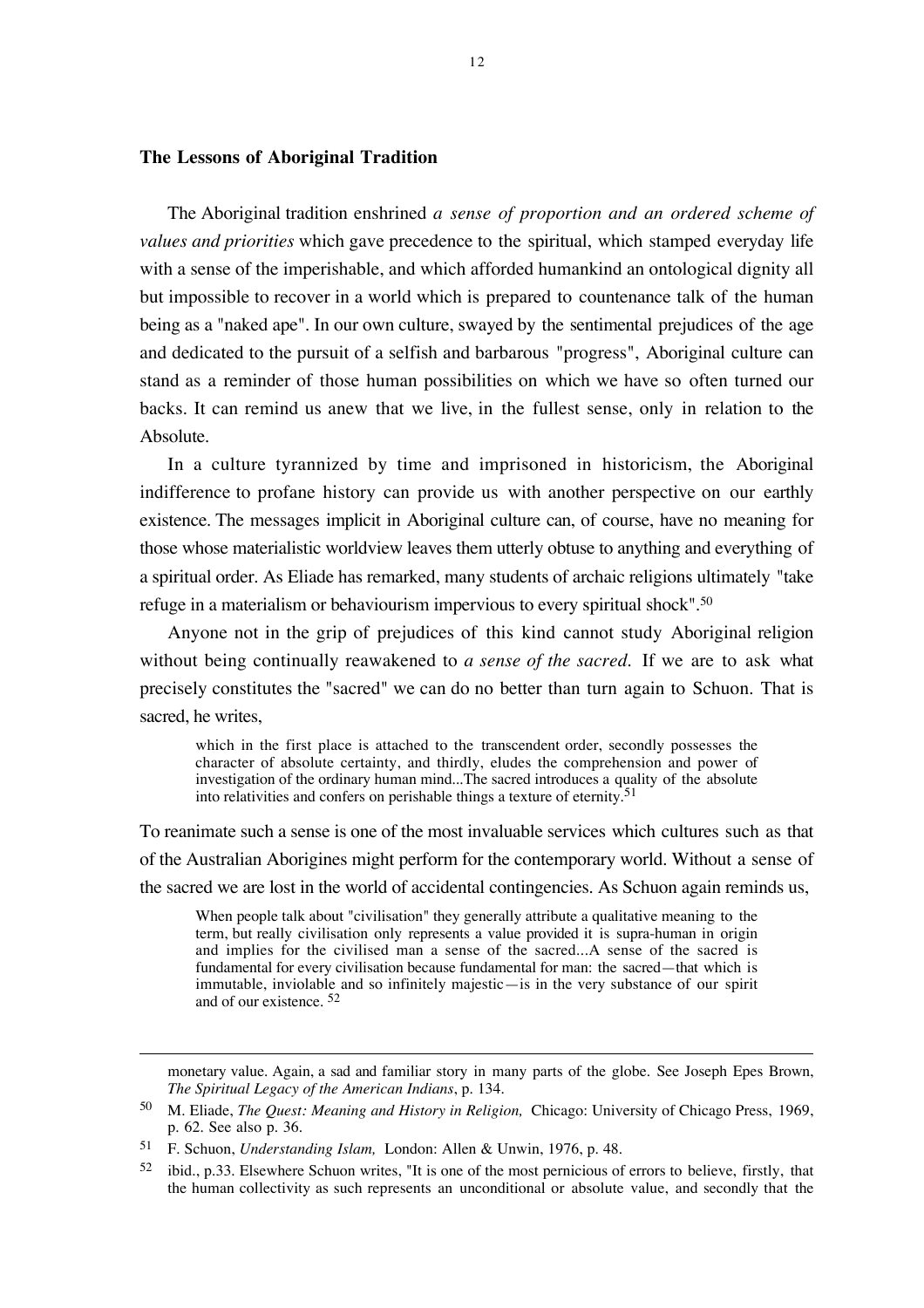### The Lessons of Aboriginal Tradition

The Aboriginal tradition enshrined *a sense of proportion and an ordered scheme of values and priorities* which gave precedence to the spiritual, which stamped everyday life with a sense of the imperishable, and which afforded humankind an ontological dignity all but impossible to recover in a world which is prepared to countenance talk of the human being as a "naked ape". In our own culture, swayed by the sentimental prejudices of the age and dedicated to the pursuit of a selfish and barbarous "progress", Aboriginal culture can stand as a reminder of those human possibilities on which we have so often turned our backs. It can remind us anew that we live, in the fullest sense, only in relation to the Absolute.

In a culture tyrannized by time and imprisoned in historicism, the Aboriginal indifference to profane history can provide us with another perspective on our earthly existence. The messages implicit in Aboriginal culture can, of course, have no meaning for those whose materialistic worldview leaves them utterly obtuse to anything and everything of a spiritual order. As Eliade has remarked, many students of archaic religions ultimately "take refuge in a materialism or behaviourism impervious to every spiritual shock".[50]

Anyone not in the grip of prejudices of this kind cannot study Aboriginal religion without being continually reawakened to *a sense of the sacred.* If we are to ask what precisely constitutes the "sacred" we can do no better than turn again to Schuon. That is sacred, he writes,

> which in the first place is attached to the transcendent order, secondly possesses the character of absolute certainty, and thirdly, eludes the comprehension and power of investigation of the ordinary human mind...The sacred introduces a quality of the absolute into relativities and confers on perishable things a texture of eternity.[51]

To reanimate such a sense is one of the most invaluable services which cultures such as that of the Australian Aborigines might perform for the contemporary world. Without a sense of the sacred we are lost in the world of accidental contingencies. As Schuon again reminds us,

> When people talk about "civilisation" they generally attribute a qualitative meaning to the term, but really civilisation only represents a value provided it is supra-human in origin and implies for the civilised man a sense of the sacred...A sense of the sacred is fundamental for every civilisation because fundamental for man: the sacred—that which is immutable, inviolable and so infinitely majestic—is in the very substance of our spirit and of our existence. [52]

---

monetary value. Again, a sad and familiar story in many parts of the globe. See Joseph Epes Brown, *The Spiritual Legacy of the American Indians*, p. 134.

[50] M. Eliade, *The Quest: Meaning and History in Religion,* Chicago: University of Chicago Press, 1969, p. 62. See also p. 36.

[51] F. Schuon, *Understanding Islam,* London: Allen & Unwin, 1976, p. 48.

[52] ibid., p.33. Elsewhere Schuon writes, "It is one of the most pernicious of errors to believe, firstly, that the human collectivity as such represents an unconditional or absolute value, and secondly that the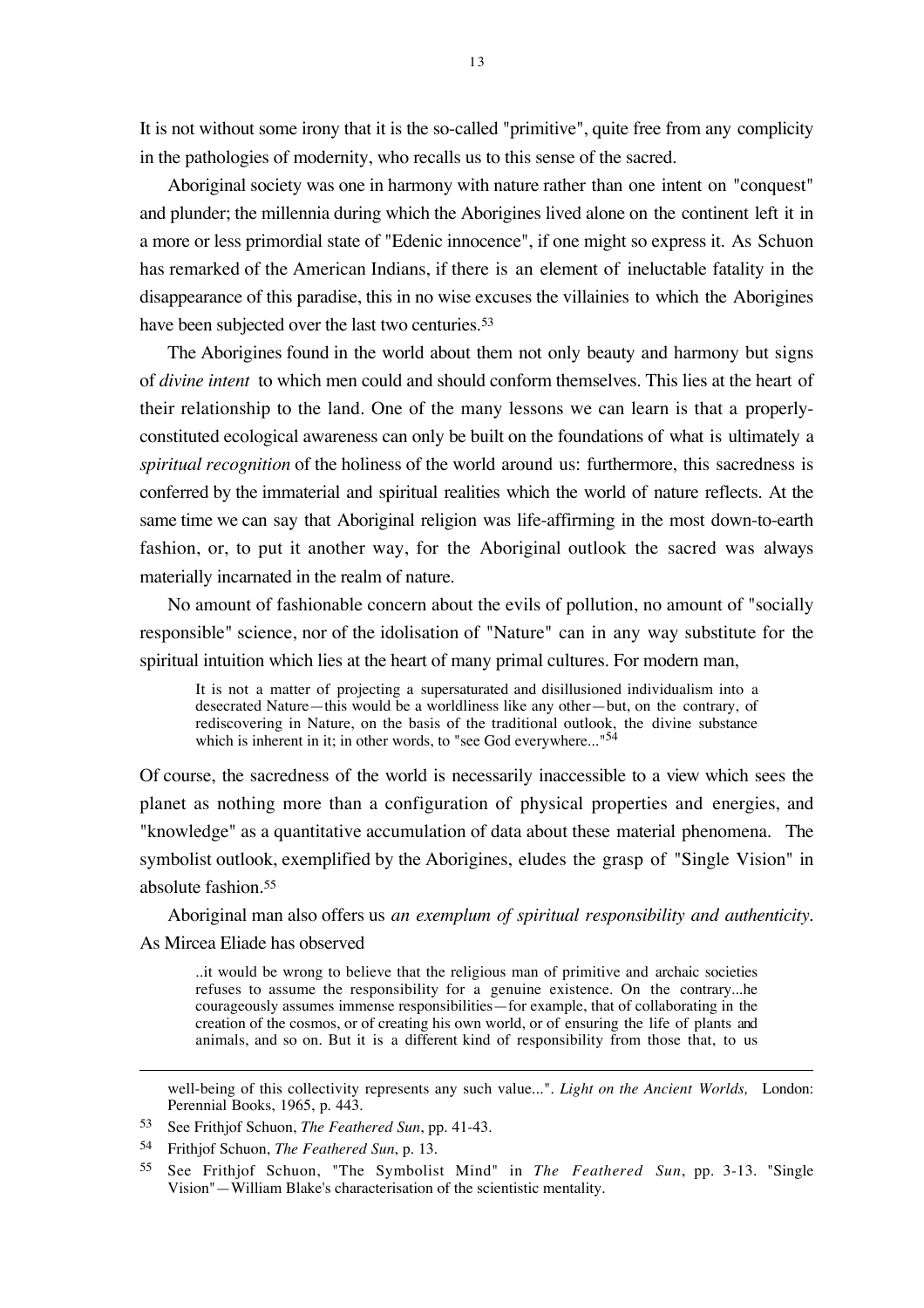It is not without some irony that it is the so-called "primitive", quite free from any complicity in the pathologies of modernity, who recalls us to this sense of the sacred.

Aboriginal society was one in harmony with nature rather than one intent on "conquest" and plunder; the millennia during which the Aborigines lived alone on the continent left it in a more or less primordial state of "Edenic innocence", if one might so express it. As Schuon has remarked of the American Indians, if there is an element of ineluctable fatality in the disappearance of this paradise, this in no wise excuses the villainies to which the Aborigines have been subjected over the last two centuries.[53]

The Aborigines found in the world about them not only beauty and harmony but signs of *divine intent* to which men could and should conform themselves. This lies at the heart of their relationship to the land. One of the many lessons we can learn is that a properly-constituted ecological awareness can only be built on the foundations of what is ultimately a *spiritual recognition* of the holiness of the world around us: furthermore, this sacredness is conferred by the immaterial and spiritual realities which the world of nature reflects. At the same time we can say that Aboriginal religion was life-affirming in the most down-to-earth fashion, or, to put it another way, for the Aboriginal outlook the sacred was always materially incarnated in the realm of nature.

No amount of fashionable concern about the evils of pollution, no amount of "socially responsible" science, nor of the idolisation of "Nature" can in any way substitute for the spiritual intuition which lies at the heart of many primal cultures. For modern man,

> It is not a matter of projecting a supersaturated and disillusioned individualism into a desecrated Nature—this would be a worldliness like any other—but, on the contrary, of rediscovering in Nature, on the basis of the traditional outlook, the divine substance which is inherent in it; in other words, to "see God everywhere..."[54]

Of course, the sacredness of the world is necessarily inaccessible to a view which sees the planet as nothing more than a configuration of physical properties and energies, and "knowledge" as a quantitative accumulation of data about these material phenomena. The symbolist outlook, exemplified by the Aborigines, eludes the grasp of "Single Vision" in absolute fashion.[55]

Aboriginal man also offers us *an exemplum of spiritual responsibility and authenticity.* As Mircea Eliade has observed

> ..it would be wrong to believe that the religious man of primitive and archaic societies refuses to assume the responsibility for a genuine existence. On the contrary...he courageously assumes immense responsibilities—for example, that of collaborating in the creation of the cosmos, or of creating his own world, or of ensuring the life of plants and animals, and so on. But it is a different kind of responsibility from those that, to us

---

well-being of this collectivity represents any such value...". *Light on the Ancient Worlds,* London: Perennial Books, 1965, p. 443.

[53] See Frithjof Schuon, *The Feathered Sun*, pp. 41-43.

[54] Frithjof Schuon, *The Feathered Sun*, p. 13.

[55] See Frithjof Schuon, "The Symbolist Mind" in *The Feathered Sun*, pp. 3-13. "Single Vision"—William Blake's characterisation of the scientistic mentality.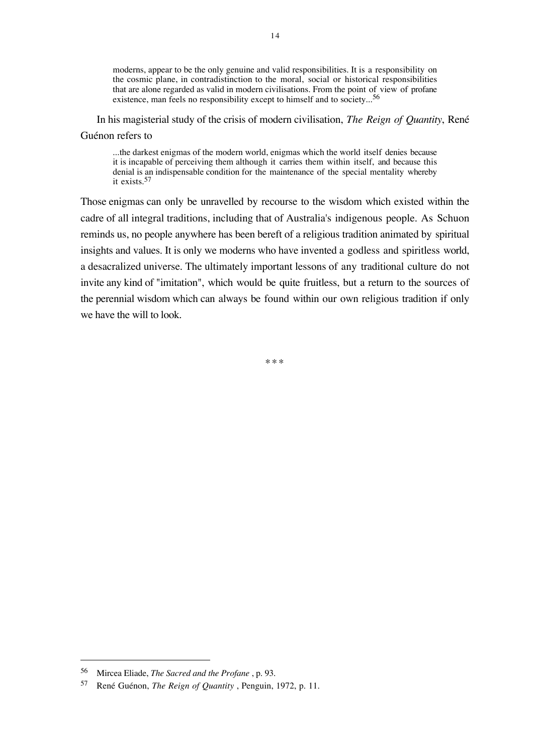> moderns, appear to be the only genuine and valid responsibilities. It is a responsibility on the cosmic plane, in contradistinction to the moral, social or historical responsibilities that are alone regarded as valid in modern civilisations. From the point of view of profane existence, man feels no responsibility except to himself and to society...[56]

In his magisterial study of the crisis of modern civilisation, *The Reign of Quantity*, René Guénon refers to

> ...the darkest enigmas of the modern world, enigmas which the world itself denies because it is incapable of perceiving them although it carries them within itself, and because this denial is an indispensable condition for the maintenance of the special mentality whereby it exists.[57]

Those enigmas can only be unravelled by recourse to the wisdom which existed within the cadre of all integral traditions, including that of Australia's indigenous people. As Schuon reminds us, no people anywhere has been bereft of a religious tradition animated by spiritual insights and values. It is only we moderns who have invented a godless and spiritless world, a desacralized universe. The ultimately important lessons of any traditional culture do not invite any kind of "imitation", which would be quite fruitless, but a return to the sources of the perennial wisdom which can always be found within our own religious tradition if only we have the will to look.

\* \* \*

---

[56] Mircea Eliade, *The Sacred and the Profane* , p. 93.

[57] René Guénon, *The Reign of Quantity* , Penguin, 1972, p. 11.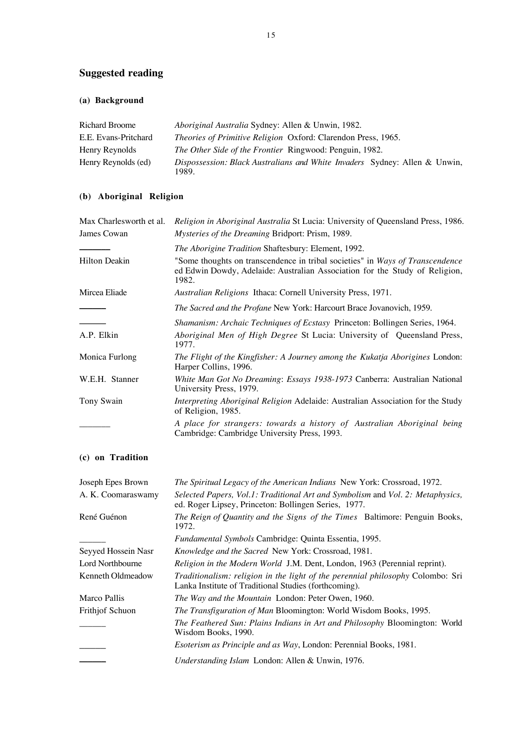## Suggested reading

### (a) Background

Richard Broome — *Aboriginal Australia* Sydney: Allen & Unwin, 1982.

E.E. Evans-Pritchard — *Theories of Primitive Religion* Oxford: Clarendon Press, 1965.

Henry Reynolds — *The Other Side of the Frontier* Ringwood: Penguin, 1982.

Henry Reynolds (ed) — *Dispossession: Black Australians and White Invaders* Sydney: Allen & Unwin, 1989.

### (b) Aboriginal Religion

Max Charlesworth et al. — *Religion in Aboriginal Australia* St Lucia: University of Queensland Press, 1986.

James Cowan — *Mysteries of the Dreaming* Bridport: Prism, 1989.

——— — *The Aborigine Tradition* Shaftesbury: Element, 1992.

Hilton Deakin — "Some thoughts on transcendence in tribal societies" in *Ways of Transcendence* ed Edwin Dowdy, Adelaide: Australian Association for the Study of Religion, 1982.

Mircea Eliade — *Australian Religions* Ithaca: Cornell University Press, 1971.

——— — *The Sacred and the Profane* New York: Harcourt Brace Jovanovich, 1959.

——— — *Shamanism: Archaic Techniques of Ecstasy* Princeton: Bollingen Series, 1964.

A.P. Elkin — *Aboriginal Men of High Degree* St Lucia: University of Queensland Press, 1977.

Monica Furlong — *The Flight of the Kingfisher: A Journey among the Kukatja Aborigines* London: Harper Collins, 1996.

W.E.H. Stanner — *White Man Got No Dreaming*: *Essays 1938-1973* Canberra: Australian National University Press, 1979.

Tony Swain — *Interpreting Aboriginal Religion* Adelaide: Australian Association for the Study of Religion, 1985.

——— — *A place for strangers: towards a history of Australian Aboriginal being* Cambridge: Cambridge University Press, 1993.

### (c) on Tradition

Joseph Epes Brown — *The Spiritual Legacy of the American Indians* New York: Crossroad, 1972.

A. K. Coomaraswamy — *Selected Papers, Vol.1: Traditional Art and Symbolism* and *Vol. 2: Metaphysics,* ed. Roger Lipsey, Princeton: Bollingen Series, 1977.

René Guénon — *The Reign of Quantity and the Signs of the Times* Baltimore: Penguin Books, 1972.

——— — *Fundamental Symbols* Cambridge: Quinta Essentia, 1995.

Seyyed Hossein Nasr — *Knowledge and the Sacred* New York: Crossroad, 1981.

Lord Northbourne — *Religion in the Modern World* J.M. Dent, London, 1963 (Perennial reprint).

Kenneth Oldmeadow — *Traditionalism: religion in the light of the perennial philosophy* Colombo: Sri Lanka Institute of Traditional Studies (forthcoming).

Marco Pallis — *The Way and the Mountain* London: Peter Owen, 1960.

Frithjof Schuon — *The Transfiguration of Man* Bloomington: World Wisdom Books, 1995.

——— — *The Feathered Sun: Plains Indians in Art and Philosophy* Bloomington: World Wisdom Books, 1990.

——— — *Esoterism as Principle and as Way*, London: Perennial Books, 1981.

——— — *Understanding Islam* London: Allen & Unwin, 1976.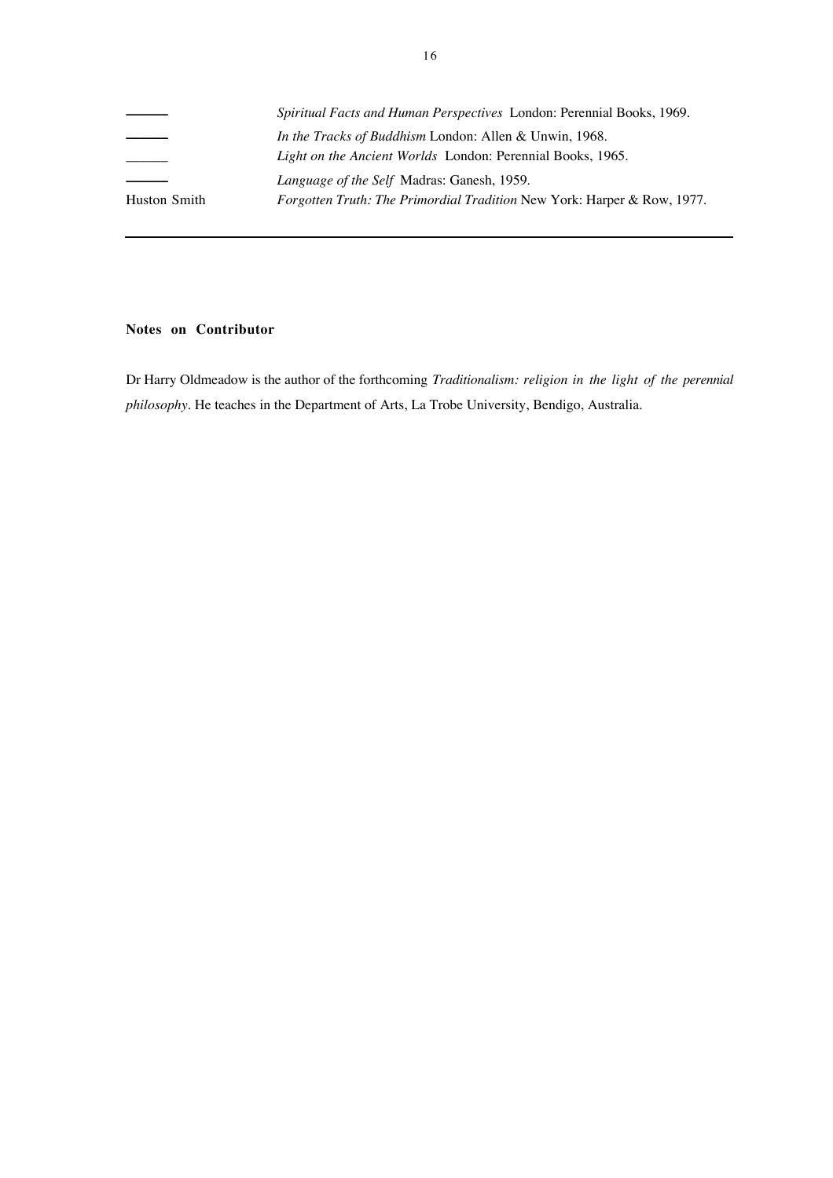| | |
|---|---|
| ——— | *Spiritual Facts and Human Perspectives* London: Perennial Books, 1969. |
| ——— | *In the Tracks of Buddhism* London: Allen & Unwin, 1968. |
| ——— | *Light on the Ancient Worlds* London: Perennial Books, 1965. |
| ——— | *Language of the Self* Madras: Ganesh, 1959. |
| Huston Smith | *Forgotten Truth: The Primordial Tradition* New York: Harper & Row, 1977. |

**Notes on Contributor**

Dr Harry Oldmeadow is the author of the forthcoming *Traditionalism: religion in the light of the perennial philosophy*. He teaches in the Department of Arts, La Trobe University, Bendigo, Australia.